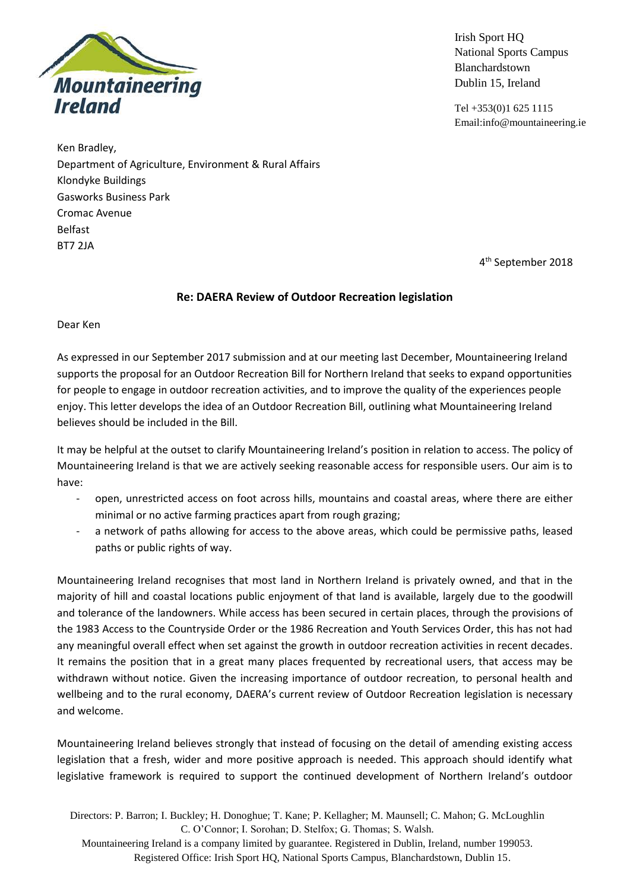Irish Sport HQ
National Sports Campus
Blanchardstown
Dublin 15, Ireland

Tel +353(0)1 625 1115
Email:info@mountaineering.ie

Ken Bradley,
Department of Agriculture, Environment & Rural Affairs
Klondyke Buildings
Gasworks Business Park
Cromac Avenue
Belfast
BT7 2JA

4th September 2018

**Re: DAERA Review of Outdoor Recreation legislation**

Dear Ken

As expressed in our September 2017 submission and at our meeting last December, Mountaineering Ireland supports the proposal for an Outdoor Recreation Bill for Northern Ireland that seeks to expand opportunities for people to engage in outdoor recreation activities, and to improve the quality of the experiences people enjoy. This letter develops the idea of an Outdoor Recreation Bill, outlining what Mountaineering Ireland believes should be included in the Bill.

It may be helpful at the outset to clarify Mountaineering Ireland's position in relation to access. The policy of Mountaineering Ireland is that we are actively seeking reasonable access for responsible users. Our aim is to have:

- open, unrestricted access on foot across hills, mountains and coastal areas, where there are either minimal or no active farming practices apart from rough grazing;
- a network of paths allowing for access to the above areas, which could be permissive paths, leased paths or public rights of way.

Mountaineering Ireland recognises that most land in Northern Ireland is privately owned, and that in the majority of hill and coastal locations public enjoyment of that land is available, largely due to the goodwill and tolerance of the landowners. While access has been secured in certain places, through the provisions of the 1983 Access to the Countryside Order or the 1986 Recreation and Youth Services Order, this has not had any meaningful overall effect when set against the growth in outdoor recreation activities in recent decades. It remains the position that in a great many places frequented by recreational users, that access may be withdrawn without notice. Given the increasing importance of outdoor recreation, to personal health and wellbeing and to the rural economy, DAERA's current review of Outdoor Recreation legislation is necessary and welcome.

Mountaineering Ireland believes strongly that instead of focusing on the detail of amending existing access legislation that a fresh, wider and more positive approach is needed. This approach should identify what legislative framework is required to support the continued development of Northern Ireland's outdoor

Directors: P. Barron; I. Buckley; H. Donoghue; T. Kane; P. Kellagher; M. Maunsell; C. Mahon; G. McLoughlin C. O'Connor; I. Sorohan; D. Stelfox; G. Thomas; S. Walsh.
Mountaineering Ireland is a company limited by guarantee. Registered in Dublin, Ireland, number 199053.
Registered Office: Irish Sport HQ, National Sports Campus, Blanchardstown, Dublin 15.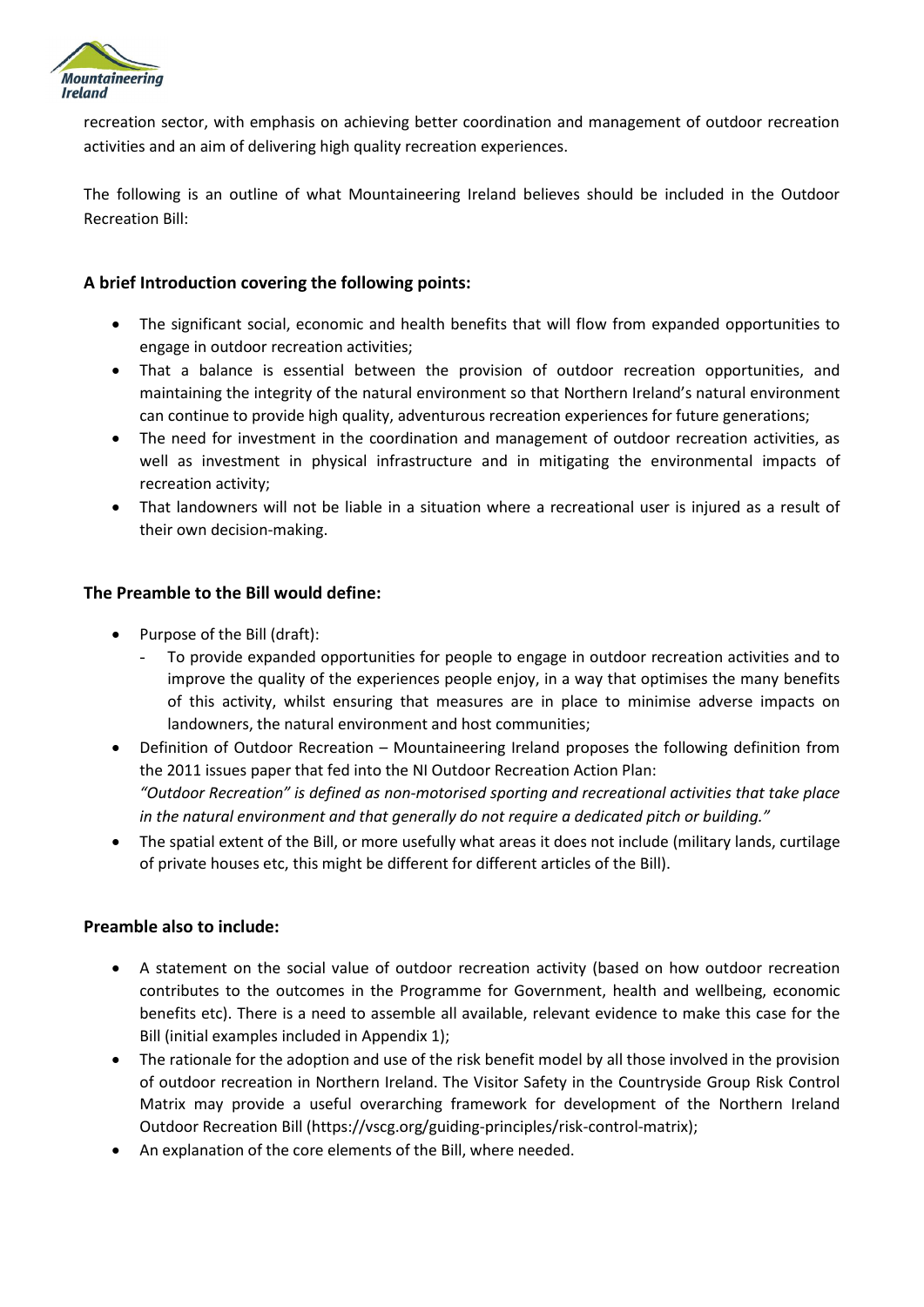recreation sector, with emphasis on achieving better coordination and management of outdoor recreation activities and an aim of delivering high quality recreation experiences.

The following is an outline of what Mountaineering Ireland believes should be included in the Outdoor Recreation Bill:

### A brief Introduction covering the following points:

- The significant social, economic and health benefits that will flow from expanded opportunities to engage in outdoor recreation activities;
- That a balance is essential between the provision of outdoor recreation opportunities, and maintaining the integrity of the natural environment so that Northern Ireland's natural environment can continue to provide high quality, adventurous recreation experiences for future generations;
- The need for investment in the coordination and management of outdoor recreation activities, as well as investment in physical infrastructure and in mitigating the environmental impacts of recreation activity;
- That landowners will not be liable in a situation where a recreational user is injured as a result of their own decision-making.

### The Preamble to the Bill would define:

- Purpose of the Bill (draft):
  - To provide expanded opportunities for people to engage in outdoor recreation activities and to improve the quality of the experiences people enjoy, in a way that optimises the many benefits of this activity, whilst ensuring that measures are in place to minimise adverse impacts on landowners, the natural environment and host communities;
- Definition of Outdoor Recreation – Mountaineering Ireland proposes the following definition from the 2011 issues paper that fed into the NI Outdoor Recreation Action Plan:
  *"Outdoor Recreation" is defined as non-motorised sporting and recreational activities that take place in the natural environment and that generally do not require a dedicated pitch or building."*
- The spatial extent of the Bill, or more usefully what areas it does not include (military lands, curtilage of private houses etc, this might be different for different articles of the Bill).

### Preamble also to include:

- A statement on the social value of outdoor recreation activity (based on how outdoor recreation contributes to the outcomes in the Programme for Government, health and wellbeing, economic benefits etc). There is a need to assemble all available, relevant evidence to make this case for the Bill (initial examples included in Appendix 1);
- The rationale for the adoption and use of the risk benefit model by all those involved in the provision of outdoor recreation in Northern Ireland. The Visitor Safety in the Countryside Group Risk Control Matrix may provide a useful overarching framework for development of the Northern Ireland Outdoor Recreation Bill (https://vscg.org/guiding-principles/risk-control-matrix);
- An explanation of the core elements of the Bill, where needed.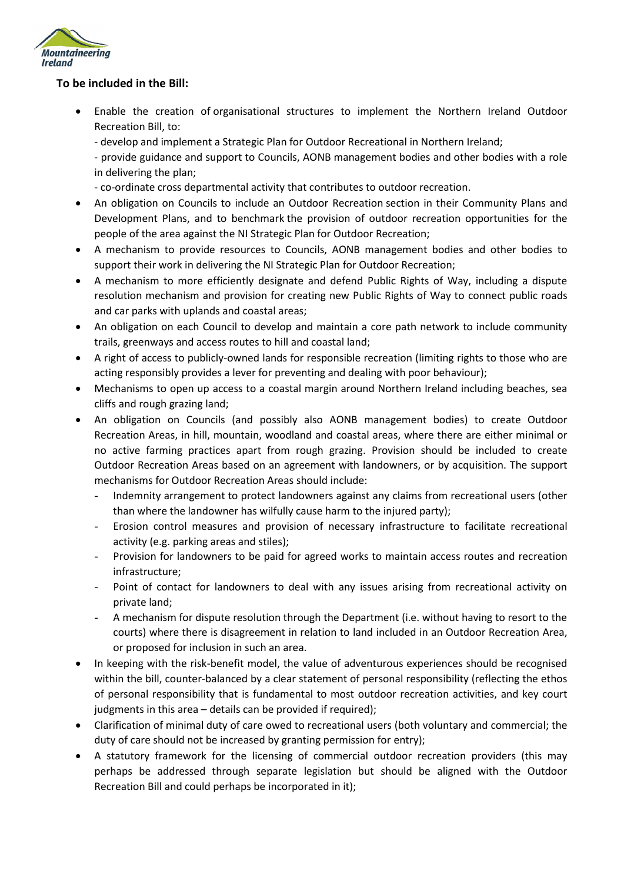**To be included in the Bill:**

- Enable the creation of organisational structures to implement the Northern Ireland Outdoor Recreation Bill, to:
  - develop and implement a Strategic Plan for Outdoor Recreational in Northern Ireland;
  - provide guidance and support to Councils, AONB management bodies and other bodies with a role in delivering the plan;
  - co-ordinate cross departmental activity that contributes to outdoor recreation.
- An obligation on Councils to include an Outdoor Recreation section in their Community Plans and Development Plans, and to benchmark the provision of outdoor recreation opportunities for the people of the area against the NI Strategic Plan for Outdoor Recreation;
- A mechanism to provide resources to Councils, AONB management bodies and other bodies to support their work in delivering the NI Strategic Plan for Outdoor Recreation;
- A mechanism to more efficiently designate and defend Public Rights of Way, including a dispute resolution mechanism and provision for creating new Public Rights of Way to connect public roads and car parks with uplands and coastal areas;
- An obligation on each Council to develop and maintain a core path network to include community trails, greenways and access routes to hill and coastal land;
- A right of access to publicly-owned lands for responsible recreation (limiting rights to those who are acting responsibly provides a lever for preventing and dealing with poor behaviour);
- Mechanisms to open up access to a coastal margin around Northern Ireland including beaches, sea cliffs and rough grazing land;
- An obligation on Councils (and possibly also AONB management bodies) to create Outdoor Recreation Areas, in hill, mountain, woodland and coastal areas, where there are either minimal or no active farming practices apart from rough grazing. Provision should be included to create Outdoor Recreation Areas based on an agreement with landowners, or by acquisition. The support mechanisms for Outdoor Recreation Areas should include:
  - Indemnity arrangement to protect landowners against any claims from recreational users (other than where the landowner has wilfully cause harm to the injured party);
  - Erosion control measures and provision of necessary infrastructure to facilitate recreational activity (e.g. parking areas and stiles);
  - Provision for landowners to be paid for agreed works to maintain access routes and recreation infrastructure;
  - Point of contact for landowners to deal with any issues arising from recreational activity on private land;
  - A mechanism for dispute resolution through the Department (i.e. without having to resort to the courts) where there is disagreement in relation to land included in an Outdoor Recreation Area, or proposed for inclusion in such an area.
- In keeping with the risk-benefit model, the value of adventurous experiences should be recognised within the bill, counter-balanced by a clear statement of personal responsibility (reflecting the ethos of personal responsibility that is fundamental to most outdoor recreation activities, and key court judgments in this area – details can be provided if required);
- Clarification of minimal duty of care owed to recreational users (both voluntary and commercial; the duty of care should not be increased by granting permission for entry);
- A statutory framework for the licensing of commercial outdoor recreation providers (this may perhaps be addressed through separate legislation but should be aligned with the Outdoor Recreation Bill and could perhaps be incorporated in it);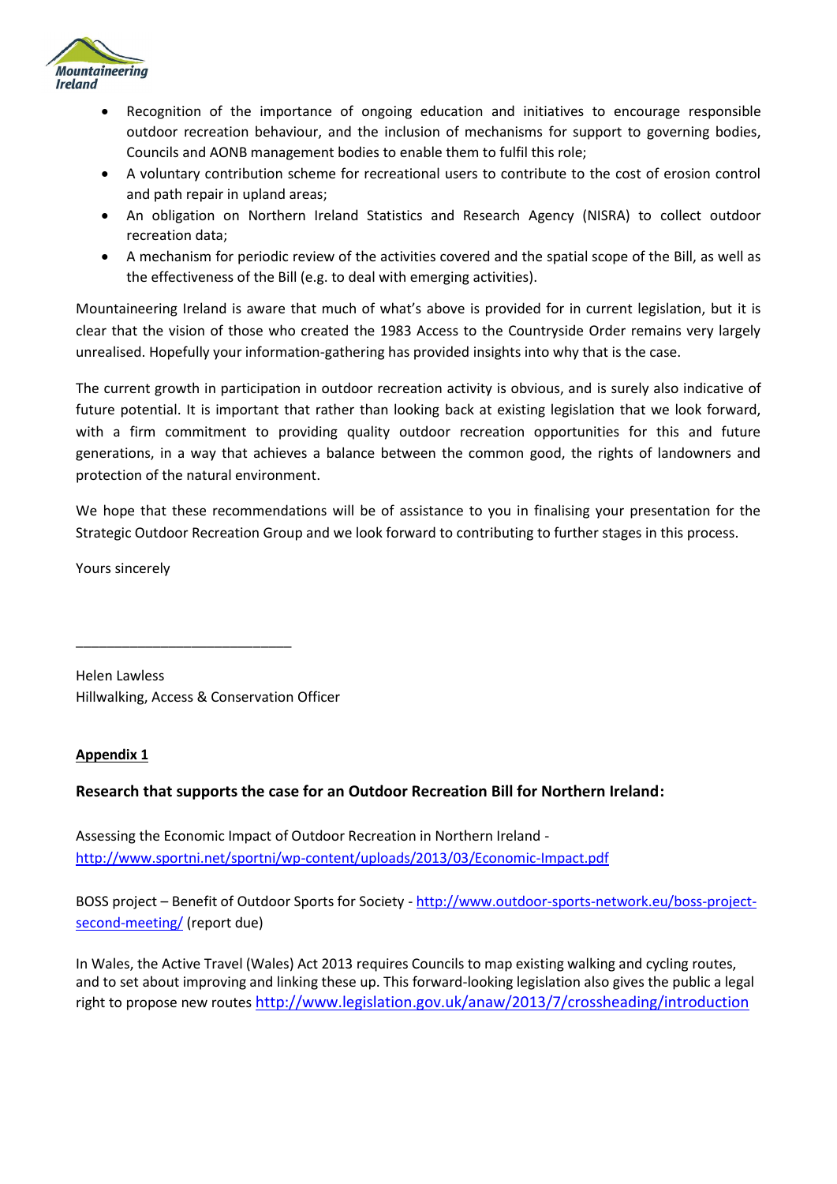- Recognition of the importance of ongoing education and initiatives to encourage responsible outdoor recreation behaviour, and the inclusion of mechanisms for support to governing bodies, Councils and AONB management bodies to enable them to fulfil this role;
- A voluntary contribution scheme for recreational users to contribute to the cost of erosion control and path repair in upland areas;
- An obligation on Northern Ireland Statistics and Research Agency (NISRA) to collect outdoor recreation data;
- A mechanism for periodic review of the activities covered and the spatial scope of the Bill, as well as the effectiveness of the Bill (e.g. to deal with emerging activities).

Mountaineering Ireland is aware that much of what's above is provided for in current legislation, but it is clear that the vision of those who created the 1983 Access to the Countryside Order remains very largely unrealised. Hopefully your information-gathering has provided insights into why that is the case.

The current growth in participation in outdoor recreation activity is obvious, and is surely also indicative of future potential. It is important that rather than looking back at existing legislation that we look forward, with a firm commitment to providing quality outdoor recreation opportunities for this and future generations, in a way that achieves a balance between the common good, the rights of landowners and protection of the natural environment.

We hope that these recommendations will be of assistance to you in finalising your presentation for the Strategic Outdoor Recreation Group and we look forward to contributing to further stages in this process.

Yours sincerely

_____________________________

Helen Lawless
Hillwalking, Access & Conservation Officer

**<u>Appendix 1</u>**

**Research that supports the case for an Outdoor Recreation Bill for Northern Ireland:**

Assessing the Economic Impact of Outdoor Recreation in Northern Ireland - http://www.sportni.net/sportni/wp-content/uploads/2013/03/Economic-Impact.pdf

BOSS project – Benefit of Outdoor Sports for Society - http://www.outdoor-sports-network.eu/boss-project-second-meeting/ (report due)

In Wales, the Active Travel (Wales) Act 2013 requires Councils to map existing walking and cycling routes, and to set about improving and linking these up. This forward-looking legislation also gives the public a legal right to propose new routes http://www.legislation.gov.uk/anaw/2013/7/crossheading/introduction